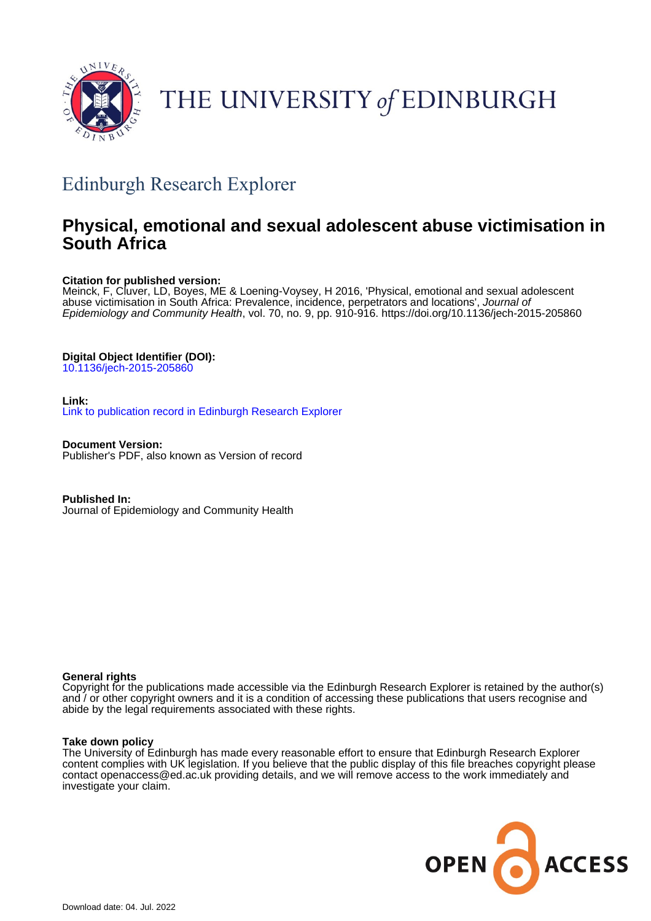THE UNIVERSITY of EDINBURGH

# Edinburgh Research Explorer

## Physical, emotional and sexual adolescent abuse victimisation in South Africa

**Citation for published version:**
Meinck, F, Cluver, LD, Boyes, ME & Loening-Voysey, H 2016, 'Physical, emotional and sexual adolescent abuse victimisation in South Africa: Prevalence, incidence, perpetrators and locations', *Journal of Epidemiology and Community Health*, vol. 70, no. 9, pp. 910-916. https://doi.org/10.1136/jech-2015-205860

**Digital Object Identifier (DOI):**
10.1136/jech-2015-205860

**Link:**
Link to publication record in Edinburgh Research Explorer

**Document Version:**
Publisher's PDF, also known as Version of record

**Published In:**
Journal of Epidemiology and Community Health

**General rights**
Copyright for the publications made accessible via the Edinburgh Research Explorer is retained by the author(s) and / or other copyright owners and it is a condition of accessing these publications that users recognise and abide by the legal requirements associated with these rights.

**Take down policy**
The University of Edinburgh has made every reasonable effort to ensure that Edinburgh Research Explorer content complies with UK legislation. If you believe that the public display of this file breaches copyright please contact openaccess@ed.ac.uk providing details, and we will remove access to the work immediately and investigate your claim.

OPEN ACCESS

Download date: 04. Jul. 2022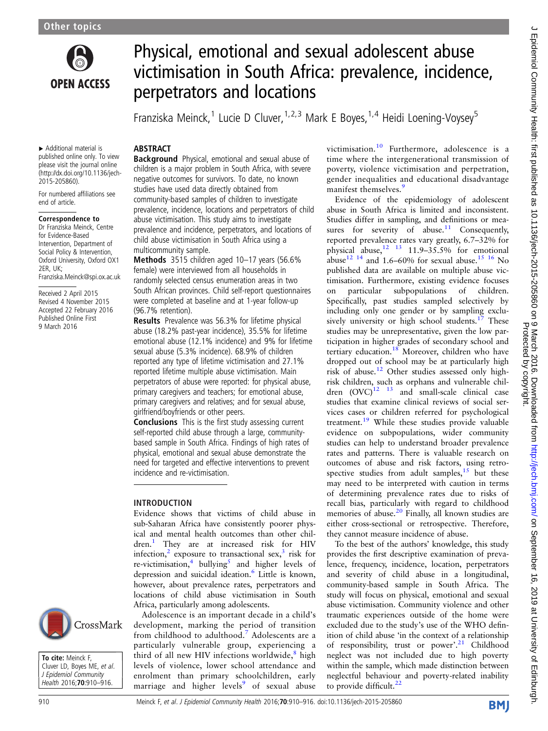# Physical, emotional and sexual adolescent abuse victimisation in South Africa: prevalence, incidence, perpetrators and locations

Franziska Meinck,[1] Lucie D Cluver,[1,2,3] Mark E Boyes,[1,4] Heidi Loening-Voysey[5]

▸ Additional material is published online only. To view please visit the journal online (http://dx.doi.org/10.1136/jech-2015-205860).

For numbered affiliations see end of article.

**Correspondence to**
Dr Franziska Meinck, Centre for Evidence-Based Intervention, Department of Social Policy & Intervention, Oxford University, Oxford OX1 2ER, UK;
Franziska.Meinck@spi.ox.ac.uk

Received 2 April 2015
Revised 4 November 2015
Accepted 22 February 2016
Published Online First
9 March 2016

## ABSTRACT

**Background** Physical, emotional and sexual abuse of children is a major problem in South Africa, with severe negative outcomes for survivors. To date, no known studies have used data directly obtained from community-based samples of children to investigate prevalence, incidence, locations and perpetrators of child abuse victimisation. This study aims to investigate prevalence and incidence, perpetrators, and locations of child abuse victimisation in South Africa using a multicommunity sample.

**Methods** 3515 children aged 10–17 years (56.6% female) were interviewed from all households in randomly selected census enumeration areas in two South African provinces. Child self-report questionnaires were completed at baseline and at 1-year follow-up (96.7% retention).

**Results** Prevalence was 56.3% for lifetime physical abuse (18.2% past-year incidence), 35.5% for lifetime emotional abuse (12.1% incidence) and 9% for lifetime sexual abuse (5.3% incidence). 68.9% of children reported any type of lifetime victimisation and 27.1% reported lifetime multiple abuse victimisation. Main perpetrators of abuse were reported: for physical abuse, primary caregivers and teachers; for emotional abuse, primary caregivers and relatives; and for sexual abuse, girlfriend/boyfriends or other peers.

**Conclusions** This is the first study assessing current self-reported child abuse through a large, community-based sample in South Africa. Findings of high rates of physical, emotional and sexual abuse demonstrate the need for targeted and effective interventions to prevent incidence and re-victimisation.

**To cite:** Meinck F, Cluver LD, Boyes ME, et al. *J Epidemiol Community Health* 2016;**70**:910–916.

## INTRODUCTION

Evidence shows that victims of child abuse in sub-Saharan Africa have consistently poorer physical and mental health outcomes than other children.[1] They are at increased risk for HIV infection,[2] exposure to transactional sex,[3] risk for re-victimisation,[4] bullying[5] and higher levels of depression and suicidal ideation.[6] Little is known, however, about prevalence rates, perpetrators and locations of child abuse victimisation in South Africa, particularly among adolescents.

Adolescence is an important decade in a child's development, marking the period of transition from childhood to adulthood.[7] Adolescents are a particularly vulnerable group, experiencing a third of all new HIV infections worldwide,[8] high levels of violence, lower school attendance and enrolment than primary schoolchildren, early marriage and higher levels[9] of sexual abuse victimisation.[10] Furthermore, adolescence is a time where the intergenerational transmission of poverty, violence victimisation and perpetration, gender inequalities and educational disadvantage manifest themselves.[9]

Evidence of the epidemiology of adolescent abuse in South Africa is limited and inconsistent. Studies differ in sampling, and definitions or measures for severity of abuse.[11] Consequently, reported prevalence rates vary greatly, 6.7–32% for physical abuse,[12 13] 11.9–35.5% for emotional abuse[12 14] and 1.6–60% for sexual abuse.[15 16] No published data are available on multiple abuse victimisation. Furthermore, existing evidence focuses on particular subpopulations of children. Specifically, past studies sampled selectively by including only one gender or by sampling exclusively university or high school students.[17] These studies may be unrepresentative, given the low participation in higher grades of secondary school and tertiary education.[18] Moreover, children who have dropped out of school may be at particularly high risk of abuse.[12] Other studies assessed only high-risk children, such as orphans and vulnerable children (OVC)[12 13] and small-scale clinical case studies that examine clinical reviews of social services cases or children referred for psychological treatment.[19] While these studies provide valuable evidence on subpopulations, wider community studies can help to understand broader prevalence rates and patterns. There is valuable research on outcomes of abuse and risk factors, using retrospective studies from adult samples,[15] but these may need to be interpreted with caution in terms of determining prevalence rates due to risks of recall bias, particularly with regard to childhood memories of abuse.[20] Finally, all known studies are either cross-sectional or retrospective. Therefore, they cannot measure incidence of abuse.

To the best of the authors' knowledge, this study provides the first descriptive examination of prevalence, frequency, incidence, location, perpetrators and severity of child abuse in a longitudinal, community-based sample in South Africa. The study will focus on physical, emotional and sexual abuse victimisation. Community violence and other traumatic experiences outside of the home were excluded due to the study's use of the WHO definition of child abuse 'in the context of a relationship of responsibility, trust or power'.[21] Childhood neglect was not included due to high poverty within the sample, which made distinction between neglectful behaviour and poverty-related inability to provide difficult.[22]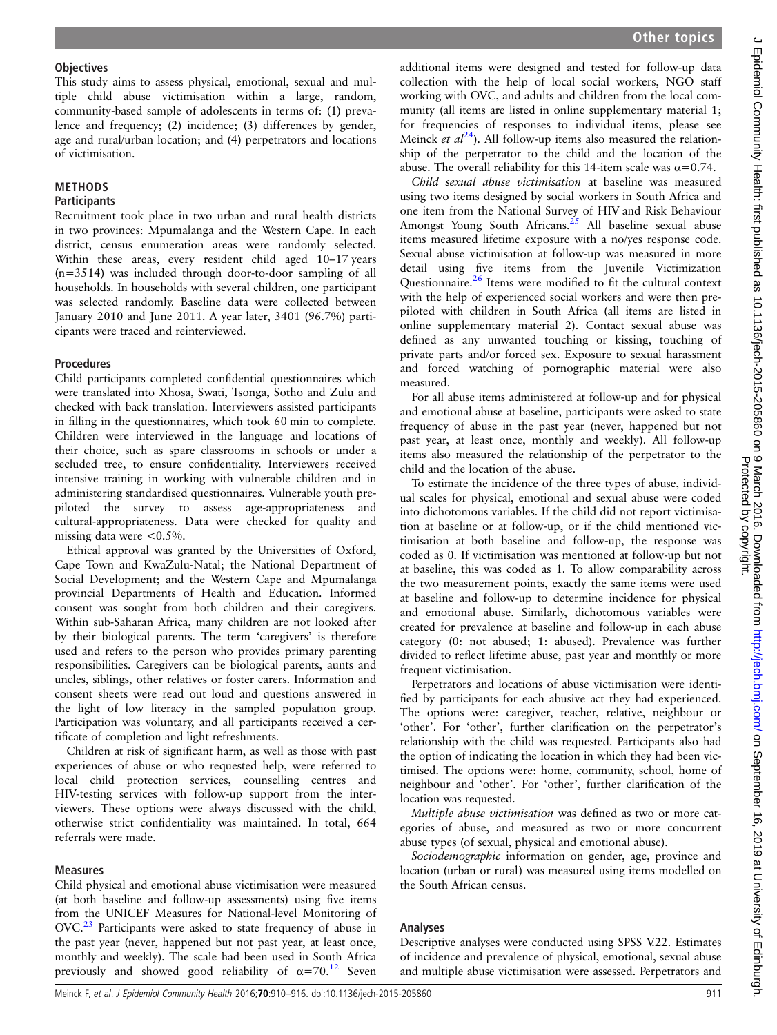### Objectives

This study aims to assess physical, emotional, sexual and multiple child abuse victimisation within a large, random, community-based sample of adolescents in terms of: (1) prevalence and frequency; (2) incidence; (3) differences by gender, age and rural/urban location; and (4) perpetrators and locations of victimisation.

## METHODS

### Participants

Recruitment took place in two urban and rural health districts in two provinces: Mpumalanga and the Western Cape. In each district, census enumeration areas were randomly selected. Within these areas, every resident child aged 10–17 years (n=3514) was included through door-to-door sampling of all households. In households with several children, one participant was selected randomly. Baseline data were collected between January 2010 and June 2011. A year later, 3401 (96.7%) participants were traced and reinterviewed.

### Procedures

Child participants completed confidential questionnaires which were translated into Xhosa, Swati, Tsonga, Sotho and Zulu and checked with back translation. Interviewers assisted participants in filling in the questionnaires, which took 60 min to complete. Children were interviewed in the language and locations of their choice, such as spare classrooms in schools or under a secluded tree, to ensure confidentiality. Interviewers received intensive training in working with vulnerable children and in administering standardised questionnaires. Vulnerable youth prepiloted the survey to assess age-appropriateness and cultural-appropriateness. Data were checked for quality and missing data were <0.5%.

Ethical approval was granted by the Universities of Oxford, Cape Town and KwaZulu-Natal; the National Department of Social Development; and the Western Cape and Mpumalanga provincial Departments of Health and Education. Informed consent was sought from both children and their caregivers. Within sub-Saharan Africa, many children are not looked after by their biological parents. The term 'caregivers' is therefore used and refers to the person who provides primary parenting responsibilities. Caregivers can be biological parents, aunts and uncles, siblings, other relatives or foster carers. Information and consent sheets were read out loud and questions answered in the light of low literacy in the sampled population group. Participation was voluntary, and all participants received a certificate of completion and light refreshments.

Children at risk of significant harm, as well as those with past experiences of abuse or who requested help, were referred to local child protection services, counselling centres and HIV-testing services with follow-up support from the interviewers. These options were always discussed with the child, otherwise strict confidentiality was maintained. In total, 664 referrals were made.

### Measures

Child physical and emotional abuse victimisation were measured (at both baseline and follow-up assessments) using five items from the UNICEF Measures for National-level Monitoring of OVC.[23] Participants were asked to state frequency of abuse in the past year (never, happened but not past year, at least once, monthly and weekly). The scale had been used in South Africa previously and showed good reliability of α=70.[12] Seven additional items were designed and tested for follow-up data collection with the help of local social workers, NGO staff working with OVC, and adults and children from the local community (all items are listed in online supplementary material 1; for frequencies of responses to individual items, please see Meinck *et al*[24]). All follow-up items also measured the relationship of the perpetrator to the child and the location of the abuse. The overall reliability for this 14-item scale was α=0.74.

*Child sexual abuse victimisation* at baseline was measured using two items designed by social workers in South Africa and one item from the National Survey of HIV and Risk Behaviour Amongst Young South Africans.[25] All baseline sexual abuse items measured lifetime exposure with a no/yes response code. Sexual abuse victimisation at follow-up was measured in more detail using five items from the Juvenile Victimization Questionnaire.[26] Items were modified to fit the cultural context with the help of experienced social workers and were then prepiloted with children in South Africa (all items are listed in online supplementary material 2). Contact sexual abuse was defined as any unwanted touching or kissing, touching of private parts and/or forced sex. Exposure to sexual harassment and forced watching of pornographic material were also measured.

For all abuse items administered at follow-up and for physical and emotional abuse at baseline, participants were asked to state frequency of abuse in the past year (never, happened but not past year, at least once, monthly and weekly). All follow-up items also measured the relationship of the perpetrator to the child and the location of the abuse.

To estimate the incidence of the three types of abuse, individual scales for physical, emotional and sexual abuse were coded into dichotomous variables. If the child did not report victimisation at baseline or at follow-up, or if the child mentioned victimisation at both baseline and follow-up, the response was coded as 0. If victimisation was mentioned at follow-up but not at baseline, this was coded as 1. To allow comparability across the two measurement points, exactly the same items were used at baseline and follow-up to determine incidence for physical and emotional abuse. Similarly, dichotomous variables were created for prevalence at baseline and follow-up in each abuse category (0: not abused; 1: abused). Prevalence was further divided to reflect lifetime abuse, past year and monthly or more frequent victimisation.

Perpetrators and locations of abuse victimisation were identified by participants for each abusive act they had experienced. The options were: caregiver, teacher, relative, neighbour or 'other'. For 'other', further clarification on the perpetrator's relationship with the child was requested. Participants also had the option of indicating the location in which they had been victimised. The options were: home, community, school, home of neighbour and 'other'. For 'other', further clarification of the location was requested.

*Multiple abuse victimisation* was defined as two or more categories of abuse, and measured as two or more concurrent abuse types (of sexual, physical and emotional abuse).

*Sociodemographic* information on gender, age, province and location (urban or rural) was measured using items modelled on the South African census.

### Analyses

Descriptive analyses were conducted using SPSS V.22. Estimates of incidence and prevalence of physical, emotional, sexual abuse and multiple abuse victimisation were assessed. Perpetrators and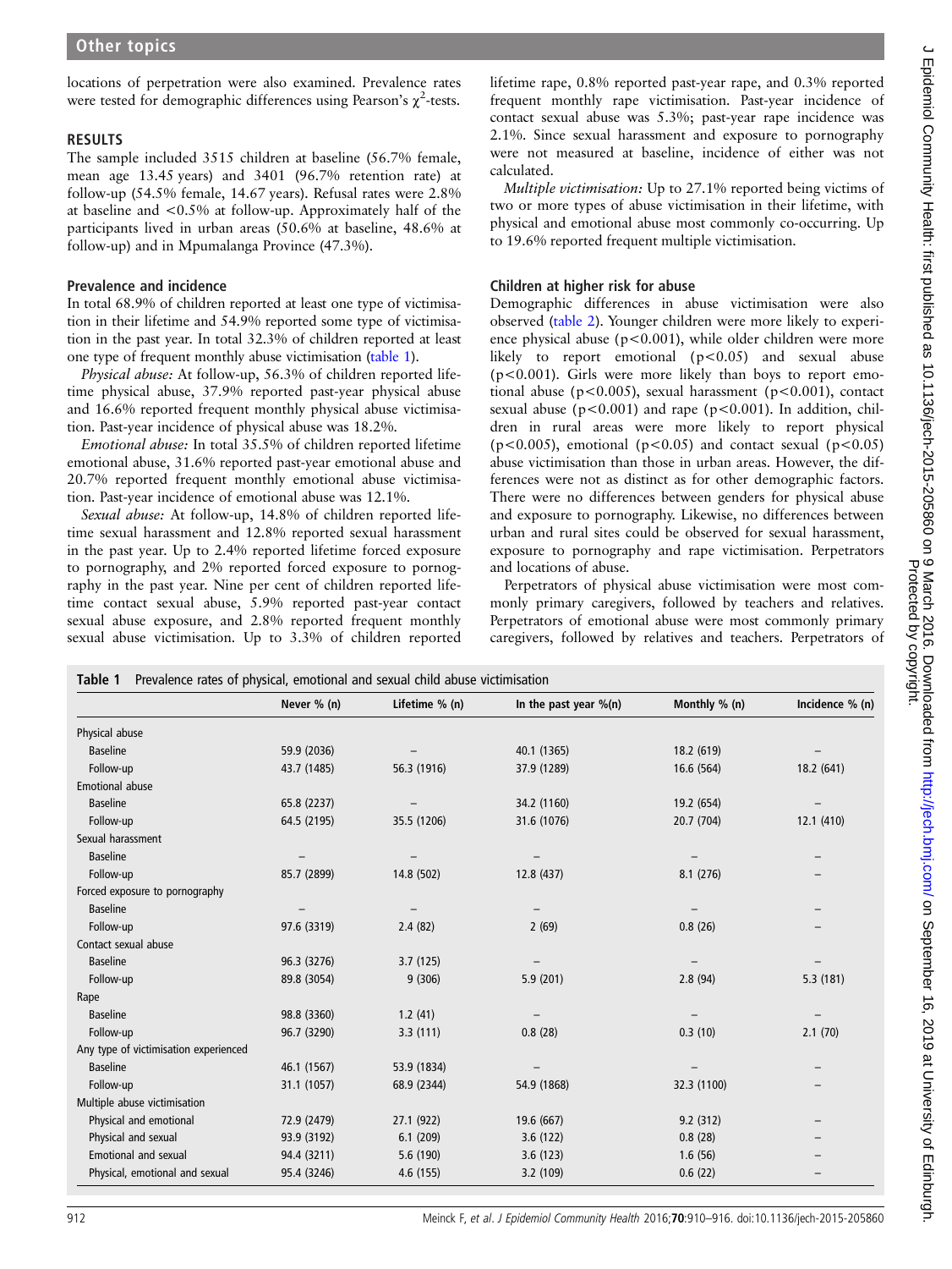locations of perpetration were also examined. Prevalence rates were tested for demographic differences using Pearson's $\chi^2$-tests.

## RESULTS

The sample included 3515 children at baseline (56.7% female, mean age 13.45 years) and 3401 (96.7% retention rate) at follow-up (54.5% female, 14.67 years). Refusal rates were 2.8% at baseline and <0.5% at follow-up. Approximately half of the participants lived in urban areas (50.6% at baseline, 48.6% at follow-up) and in Mpumalanga Province (47.3%).

### Prevalence and incidence

In total 68.9% of children reported at least one type of victimisation in their lifetime and 54.9% reported some type of victimisation in the past year. In total 32.3% of children reported at least one type of frequent monthly abuse victimisation (table 1).

*Physical abuse:* At follow-up, 56.3% of children reported lifetime physical abuse, 37.9% reported past-year physical abuse and 16.6% reported frequent monthly physical abuse victimisation. Past-year incidence of physical abuse was 18.2%.

*Emotional abuse:* In total 35.5% of children reported lifetime emotional abuse, 31.6% reported past-year emotional abuse and 20.7% reported frequent monthly emotional abuse victimisation. Past-year incidence of emotional abuse was 12.1%.

*Sexual abuse:* At follow-up, 14.8% of children reported lifetime sexual harassment and 12.8% reported sexual harassment in the past year. Up to 2.4% reported lifetime forced exposure to pornography, and 2% reported forced exposure to pornography in the past year. Nine per cent of children reported lifetime contact sexual abuse, 5.9% reported past-year contact sexual abuse exposure, and 2.8% reported frequent monthly sexual abuse victimisation. Up to 3.3% of children reported lifetime rape, 0.8% reported past-year rape, and 0.3% reported frequent monthly rape victimisation. Past-year incidence of contact sexual abuse was 5.3%; past-year rape incidence was 2.1%. Since sexual harassment and exposure to pornography were not measured at baseline, incidence of either was not calculated.

*Multiple victimisation:* Up to 27.1% reported being victims of two or more types of abuse victimisation in their lifetime, with physical and emotional abuse most commonly co-occurring. Up to 19.6% reported frequent multiple victimisation.

### Children at higher risk for abuse

Demographic differences in abuse victimisation were also observed (table 2). Younger children were more likely to experience physical abuse ($p<0.001$), while older children were more likely to report emotional ($p<0.05$) and sexual abuse ($p<0.001$). Girls were more likely than boys to report emotional abuse ($p<0.005$), sexual harassment ($p<0.001$), contact sexual abuse ($p<0.001$) and rape ($p<0.001$). In addition, children in rural areas were more likely to report physical ($p<0.005$), emotional ($p<0.05$) and contact sexual ($p<0.05$) abuse victimisation than those in urban areas. However, the differences were not as distinct as for other demographic factors. There were no differences between genders for physical abuse and exposure to pornography. Likewise, no differences between urban and rural sites could be observed for sexual harassment, exposure to pornography and rape victimisation. Perpetrators and locations of abuse.

Perpetrators of physical abuse victimisation were most commonly primary caregivers, followed by teachers and relatives. Perpetrators of emotional abuse were most commonly primary caregivers, followed by relatives and teachers. Perpetrators of

**Table 1** Prevalence rates of physical, emotional and sexual child abuse victimisation

| | Never % (n) | Lifetime % (n) | In the past year %(n) | Monthly % (n) | Incidence % (n) |
|---|---|---|---|---|---|
| Physical abuse | | | | | |
| Baseline | 59.9 (2036) | – | 40.1 (1365) | 18.2 (619) | – |
| Follow-up | 43.7 (1485) | 56.3 (1916) | 37.9 (1289) | 16.6 (564) | 18.2 (641) |
| Emotional abuse | | | | | |
| Baseline | 65.8 (2237) | – | 34.2 (1160) | 19.2 (654) | – |
| Follow-up | 64.5 (2195) | 35.5 (1206) | 31.6 (1076) | 20.7 (704) | 12.1 (410) |
| Sexual harassment | | | | | |
| Baseline | – | – | – | – | – |
| Follow-up | 85.7 (2899) | 14.8 (502) | 12.8 (437) | 8.1 (276) | – |
| Forced exposure to pornography | | | | | |
| Baseline | – | – | – | – | – |
| Follow-up | 97.6 (3319) | 2.4 (82) | 2 (69) | 0.8 (26) | – |
| Contact sexual abuse | | | | | |
| Baseline | 96.3 (3276) | 3.7 (125) | – | – | – |
| Follow-up | 89.8 (3054) | 9 (306) | 5.9 (201) | 2.8 (94) | 5.3 (181) |
| Rape | | | | | |
| Baseline | 98.8 (3360) | 1.2 (41) | – | – | – |
| Follow-up | 96.7 (3290) | 3.3 (111) | 0.8 (28) | 0.3 (10) | 2.1 (70) |
| Any type of victimisation experienced | | | | | |
| Baseline | 46.1 (1567) | 53.9 (1834) | – | – | – |
| Follow-up | 31.1 (1057) | 68.9 (2344) | 54.9 (1868) | 32.3 (1100) | – |
| Multiple abuse victimisation | | | | | |
| Physical and emotional | 72.9 (2479) | 27.1 (922) | 19.6 (667) | 9.2 (312) | – |
| Physical and sexual | 93.9 (3192) | 6.1 (209) | 3.6 (122) | 0.8 (28) | – |
| Emotional and sexual | 94.4 (3211) | 5.6 (190) | 3.6 (123) | 1.6 (56) | – |
| Physical, emotional and sexual | 95.4 (3246) | 4.6 (155) | 3.2 (109) | 0.6 (22) | – |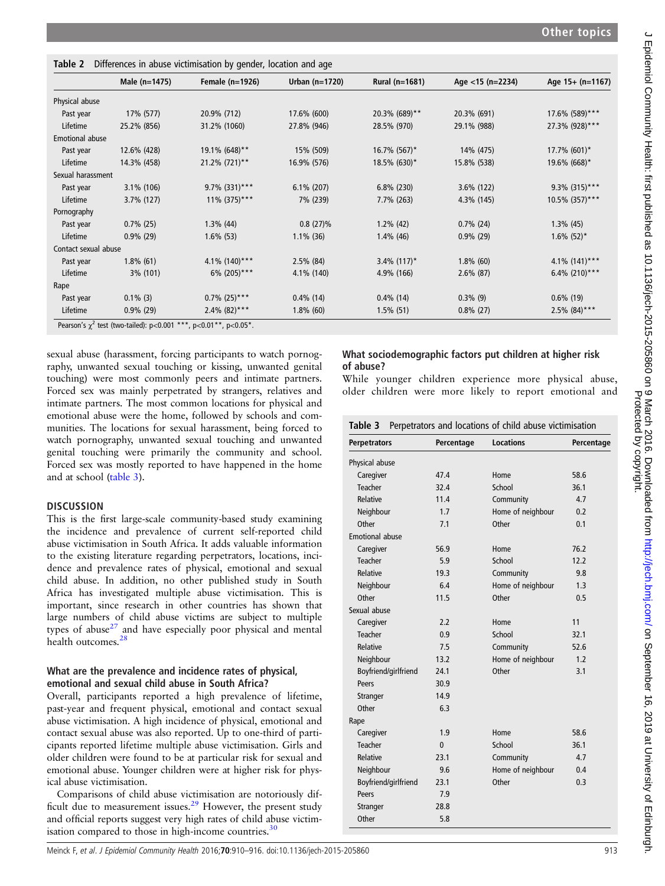Table 2 Differences in abuse victimisation by gender, location and age

| | Male (n=1475) | Female (n=1926) | Urban (n=1720) | Rural (n=1681) | Age <15 (n=2234) | Age 15+ (n=1167) |
|---|---|---|---|---|---|---|
| Physical abuse | | | | | | |
| Past year | 17% (577) | 20.9% (712) | 17.6% (600) | 20.3% (689)** | 20.3% (691) | 17.6% (589)*** |
| Lifetime | 25.2% (856) | 31.2% (1060) | 27.8% (946) | 28.5% (970) | 29.1% (988) | 27.3% (928)*** |
| Emotional abuse | | | | | | |
| Past year | 12.6% (428) | 19.1% (648)** | 15% (509) | 16.7% (567)* | 14% (475) | 17.7% (601)* |
| Lifetime | 14.3% (458) | 21.2% (721)** | 16.9% (576) | 18.5% (630)* | 15.8% (538) | 19.6% (668)* |
| Sexual harassment | | | | | | |
| Past year | 3.1% (106) | 9.7% (331)*** | 6.1% (207) | 6.8% (230) | 3.6% (122) | 9.3% (315)*** |
| Lifetime | 3.7% (127) | 11% (375)*** | 7% (239) | 7.7% (263) | 4.3% (145) | 10.5% (357)*** |
| Pornography | | | | | | |
| Past year | 0.7% (25) | 1.3% (44) | 0.8 (27)% | 1.2% (42) | 0.7% (24) | 1.3% (45) |
| Lifetime | 0.9% (29) | 1.6% (53) | 1.1% (36) | 1.4% (46) | 0.9% (29) | 1.6% (52)* |
| Contact sexual abuse | | | | | | |
| Past year | 1.8% (61) | 4.1% (140)*** | 2.5% (84) | 3.4% (117)* | 1.8% (60) | 4.1% (141)*** |
| Lifetime | 3% (101) | 6% (205)*** | 4.1% (140) | 4.9% (166) | 2.6% (87) | 6.4% (210)*** |
| Rape | | | | | | |
| Past year | 0.1% (3) | 0.7% (25)*** | 0.4% (14) | 0.4% (14) | 0.3% (9) | 0.6% (19) |
| Lifetime | 0.9% (29) | 2.4% (82)*** | 1.8% (60) | 1.5% (51) | 0.8% (27) | 2.5% (84)*** |

Pearson's $\chi^2$ test (two-tailed): $p<0.001$ ***, $p<0.01$**, $p<0.05$*.

sexual abuse (harassment, forcing participants to watch pornography, unwanted sexual touching or kissing, unwanted genital touching) were most commonly peers and intimate partners. Forced sex was mainly perpetrated by strangers, relatives and intimate partners. The most common locations for physical and emotional abuse were the home, followed by schools and communities. The locations for sexual harassment, being forced to watch pornography, unwanted sexual touching and unwanted genital touching were primarily the community and school. Forced sex was mostly reported to have happened in the home and at school (table 3).

## DISCUSSION

This is the first large-scale community-based study examining the incidence and prevalence of current self-reported child abuse victimisation in South Africa. It adds valuable information to the existing literature regarding perpetrators, locations, incidence and prevalence rates of physical, emotional and sexual child abuse. In addition, no other published study in South Africa has investigated multiple abuse victimisation. This is important, since research in other countries has shown that large numbers of child abuse victims are subject to multiple types of abuse[27] and have especially poor physical and mental health outcomes.[28]

### What are the prevalence and incidence rates of physical, emotional and sexual child abuse in South Africa?

Overall, participants reported a high prevalence of lifetime, past-year and frequent physical, emotional and contact sexual abuse victimisation. A high incidence of physical, emotional and contact sexual abuse was also reported. Up to one-third of participants reported lifetime multiple abuse victimisation. Girls and older children were found to be at particular risk for sexual and emotional abuse. Younger children were at higher risk for physical abuse victimisation.

Comparisons of child abuse victimisation are notoriously difficult due to measurement issues.[29] However, the present study and official reports suggest very high rates of child abuse victimisation compared to those in high-income countries.[30]

### What sociodemographic factors put children at higher risk of abuse?

While younger children experience more physical abuse, older children were more likely to report emotional and

Table 3 Perpetrators and locations of child abuse victimisation

| Perpetrators | Percentage | Locations | Percentage |
|---|---|---|---|
| Physical abuse | | | |
| Caregiver | 47.4 | Home | 58.6 |
| Teacher | 32.4 | School | 36.1 |
| Relative | 11.4 | Community | 4.7 |
| Neighbour | 1.7 | Home of neighbour | 0.2 |
| Other | 7.1 | Other | 0.1 |
| Emotional abuse | | | |
| Caregiver | 56.9 | Home | 76.2 |
| Teacher | 5.9 | School | 12.2 |
| Relative | 19.3 | Community | 9.8 |
| Neighbour | 6.4 | Home of neighbour | 1.3 |
| Other | 11.5 | Other | 0.5 |
| Sexual abuse | | | |
| Caregiver | 2.2 | Home | 11 |
| Teacher | 0.9 | School | 32.1 |
| Relative | 7.5 | Community | 52.6 |
| Neighbour | 13.2 | Home of neighbour | 1.2 |
| Boyfriend/girlfriend | 24.1 | Other | 3.1 |
| Peers | 30.9 | | |
| Stranger | 14.9 | | |
| Other | 6.3 | | |
| Rape | | | |
| Caregiver | 1.9 | Home | 58.6 |
| Teacher | 0 | School | 36.1 |
| Relative | 23.1 | Community | 4.7 |
| Neighbour | 9.6 | Home of neighbour | 0.4 |
| Boyfriend/girlfriend | 23.1 | Other | 0.3 |
| Peers | 7.9 | | |
| Stranger | 28.8 | | |
| Other | 5.8 | | |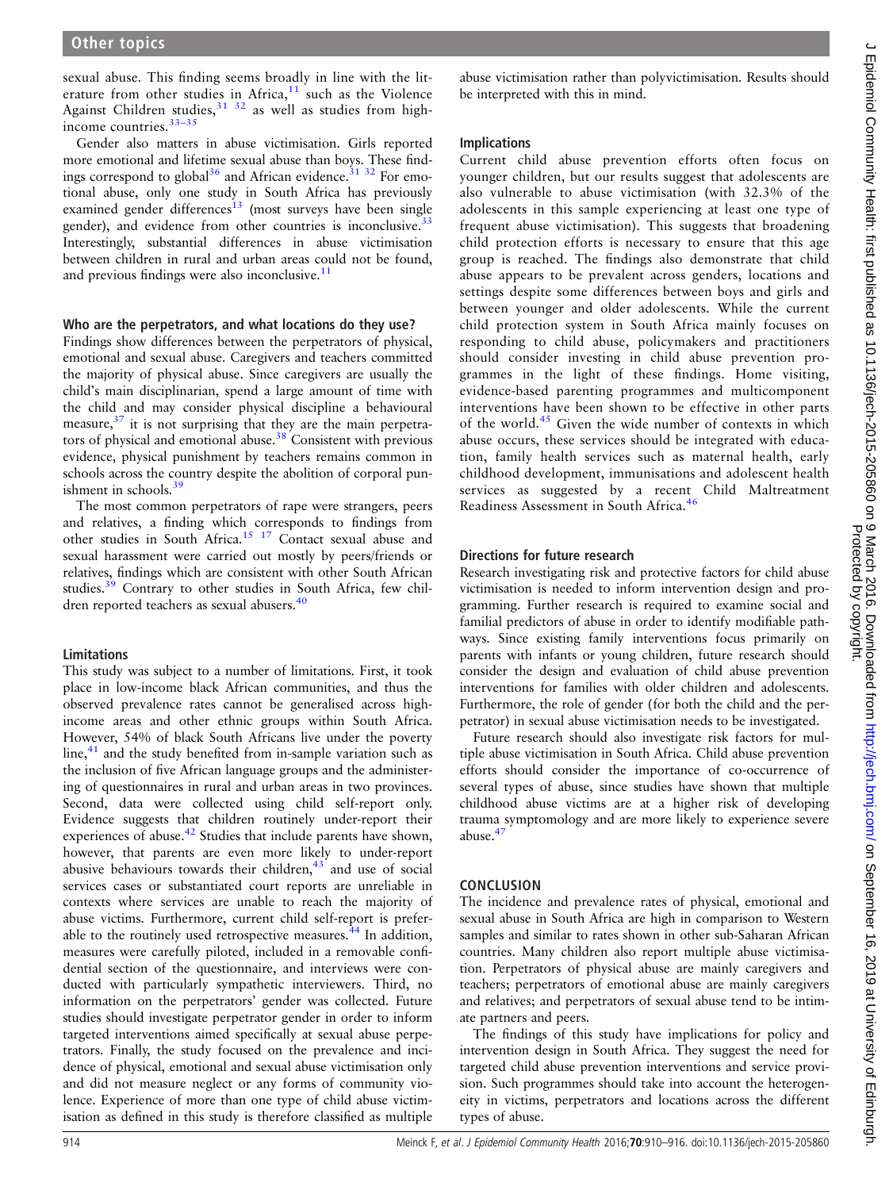sexual abuse. This finding seems broadly in line with the literature from other studies in Africa,[11] such as the Violence Against Children studies,[31 32] as well as studies from high-income countries.[33–35]

Gender also matters in abuse victimisation. Girls reported more emotional and lifetime sexual abuse than boys. These findings correspond to global[36] and African evidence.[31 32] For emotional abuse, only one study in South Africa has previously examined gender differences[13] (most surveys have been single gender), and evidence from other countries is inconclusive.[33] Interestingly, substantial differences in abuse victimisation between children in rural and urban areas could not be found, and previous findings were also inconclusive.[11]

### Who are the perpetrators, and what locations do they use?

Findings show differences between the perpetrators of physical, emotional and sexual abuse. Caregivers and teachers committed the majority of physical abuse. Since caregivers are usually the child's main disciplinarian, spend a large amount of time with the child and may consider physical discipline a behavioural measure,[37] it is not surprising that they are the main perpetrators of physical and emotional abuse.[38] Consistent with previous evidence, physical punishment by teachers remains common in schools across the country despite the abolition of corporal punishment in schools.[39]

The most common perpetrators of rape were strangers, peers and relatives, a finding which corresponds to findings from other studies in South Africa.[15 17] Contact sexual abuse and sexual harassment were carried out mostly by peers/friends or relatives, findings which are consistent with other South African studies.[39] Contrary to other studies in South Africa, few children reported teachers as sexual abusers.[40]

### Limitations

This study was subject to a number of limitations. First, it took place in low-income black African communities, and thus the observed prevalence rates cannot be generalised across high-income areas and other ethnic groups within South Africa. However, 54% of black South Africans live under the poverty line,[41] and the study benefited from in-sample variation such as the inclusion of five African language groups and the administering of questionnaires in rural and urban areas in two provinces. Second, data were collected using child self-report only. Evidence suggests that children routinely under-report their experiences of abuse.[42] Studies that include parents have shown, however, that parents are even more likely to under-report abusive behaviours towards their children,[43] and use of social services cases or substantiated court reports are unreliable in contexts where services are unable to reach the majority of abuse victims. Furthermore, current child self-report is preferable to the routinely used retrospective measures.[44] In addition, measures were carefully piloted, included in a removable confidential section of the questionnaire, and interviews were conducted with particularly sympathetic interviewers. Third, no information on the perpetrators' gender was collected. Future studies should investigate perpetrator gender in order to inform targeted interventions aimed specifically at sexual abuse perpetrators. Finally, the study focused on the prevalence and incidence of physical, emotional and sexual abuse victimisation only and did not measure neglect or any forms of community violence. Experience of more than one type of child abuse victimisation as defined in this study is therefore classified as multiple abuse victimisation rather than polyvictimisation. Results should be interpreted with this in mind.

### Implications

Current child abuse prevention efforts often focus on younger children, but our results suggest that adolescents are also vulnerable to abuse victimisation (with 32.3% of the adolescents in this sample experiencing at least one type of frequent abuse victimisation). This suggests that broadening child protection efforts is necessary to ensure that this age group is reached. The findings also demonstrate that child abuse appears to be prevalent across genders, locations and settings despite some differences between boys and girls and between younger and older adolescents. While the current child protection system in South Africa mainly focuses on responding to child abuse, policymakers and practitioners should consider investing in child abuse prevention programmes in the light of these findings. Home visiting, evidence-based parenting programmes and multicomponent interventions have been shown to be effective in other parts of the world.[45] Given the wide number of contexts in which abuse occurs, these services should be integrated with education, family health services such as maternal health, early childhood development, immunisations and adolescent health services as suggested by a recent Child Maltreatment Readiness Assessment in South Africa.[46]

### Directions for future research

Research investigating risk and protective factors for child abuse victimisation is needed to inform intervention design and programming. Further research is required to examine social and familial predictors of abuse in order to identify modifiable pathways. Since existing family interventions focus primarily on parents with infants or young children, future research should consider the design and evaluation of child abuse prevention interventions for families with older children and adolescents. Furthermore, the role of gender (for both the child and the perpetrator) in sexual abuse victimisation needs to be investigated.

Future research should also investigate risk factors for multiple abuse victimisation in South Africa. Child abuse prevention efforts should consider the importance of co-occurrence of several types of abuse, since studies have shown that multiple childhood abuse victims are at a higher risk of developing trauma symptomology and are more likely to experience severe abuse.[47]

## CONCLUSION

The incidence and prevalence rates of physical, emotional and sexual abuse in South Africa are high in comparison to Western samples and similar to rates shown in other sub-Saharan African countries. Many children also report multiple abuse victimisation. Perpetrators of physical abuse are mainly caregivers and teachers; perpetrators of emotional abuse are mainly caregivers and relatives; and perpetrators of sexual abuse tend to be intimate partners and peers.

The findings of this study have implications for policy and intervention design in South Africa. They suggest the need for targeted child abuse prevention interventions and service provision. Such programmes should take into account the heterogeneity in victims, perpetrators and locations across the different types of abuse.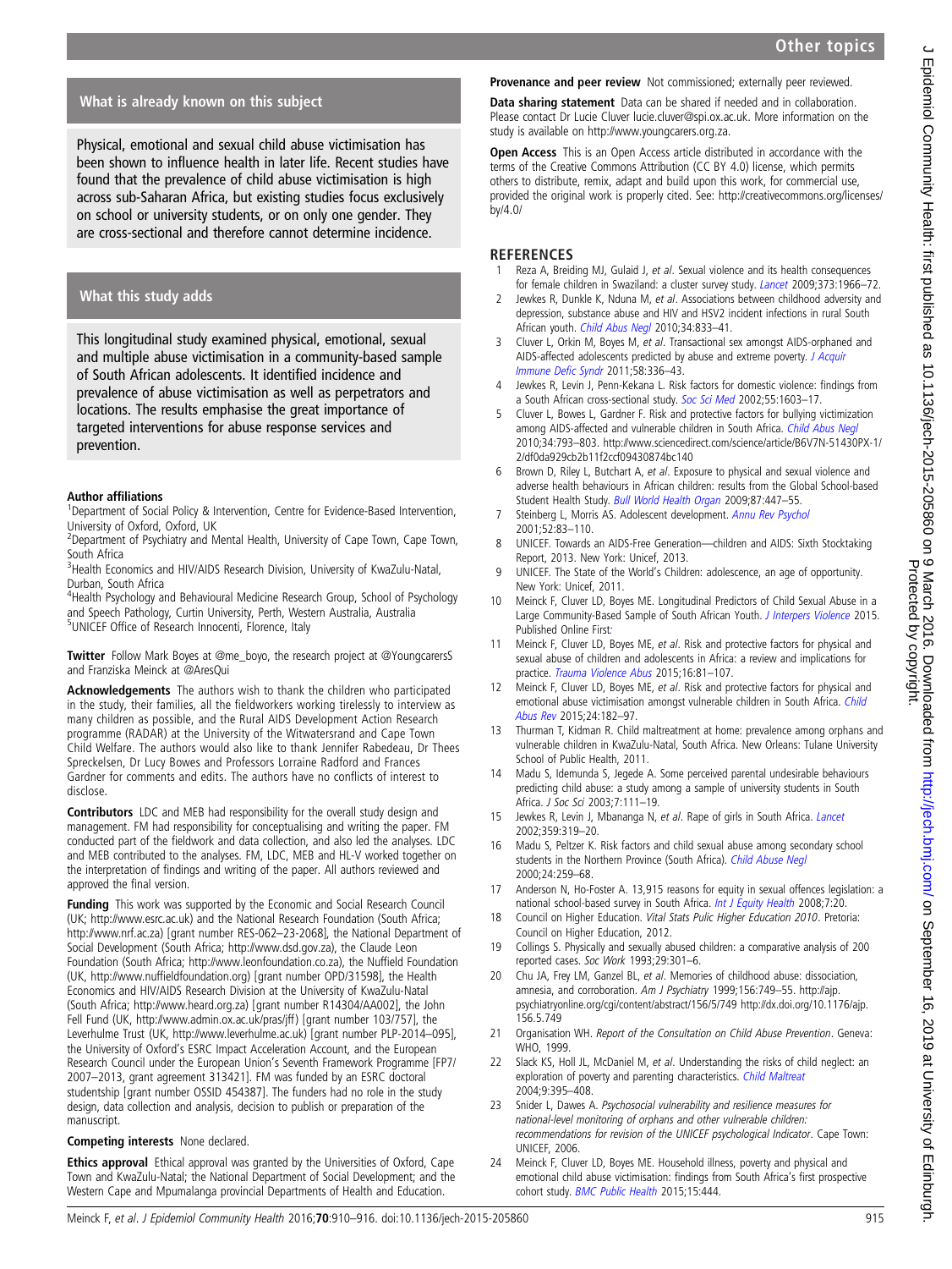## What is already known on this subject

Physical, emotional and sexual child abuse victimisation has been shown to influence health in later life. Recent studies have found that the prevalence of child abuse victimisation is high across sub-Saharan Africa, but existing studies focus exclusively on school or university students, or on only one gender. They are cross-sectional and therefore cannot determine incidence.

## What this study adds

This longitudinal study examined physical, emotional, sexual and multiple abuse victimisation in a community-based sample of South African adolescents. It identified incidence and prevalence of abuse victimisation as well as perpetrators and locations. The results emphasise the great importance of targeted interventions for abuse response services and prevention.

**Author affiliations**
[1]Department of Social Policy & Intervention, Centre for Evidence-Based Intervention, University of Oxford, Oxford, UK
[2]Department of Psychiatry and Mental Health, University of Cape Town, Cape Town, South Africa
[3]Health Economics and HIV/AIDS Research Division, University of KwaZulu-Natal, Durban, South Africa
[4]Health Psychology and Behavioural Medicine Research Group, School of Psychology and Speech Pathology, Curtin University, Perth, Western Australia, Australia
[5]UNICEF Office of Research Innocenti, Florence, Italy

**Twitter** Follow Mark Boyes at @me_boyo, the research project at @YoungcarersS and Franziska Meinck at @AresQui

**Acknowledgements** The authors wish to thank the children who participated in the study, their families, all the fieldworkers working tirelessly to interview as many children as possible, and the Rural AIDS Development Action Research programme (RADAR) at the University of the Witwatersrand and Cape Town Child Welfare. The authors would also like to thank Jennifer Rabedeau, Dr Thees Spreckelsen, Dr Lucy Bowes and Professors Lorraine Radford and Frances Gardner for comments and edits. The authors have no conflicts of interest to disclose.

**Contributors** LDC and MEB had responsibility for the overall study design and management. FM had responsibility for conceptualising and writing the paper. FM conducted part of the fieldwork and data collection, and also led the analyses. LDC and MEB contributed to the analyses. FM, LDC, MEB and HL-V worked together on the interpretation of findings and writing of the paper. All authors reviewed and approved the final version.

**Funding** This work was supported by the Economic and Social Research Council (UK; http://www.esrc.ac.uk) and the National Research Foundation (South Africa; http://www.nrf.ac.za) [grant number RES-062–23-2068], the National Department of Social Development (South Africa; http://www.dsd.gov.za), the Claude Leon Foundation (South Africa; http://www.leonfoundation.co.za), the Nuffield Foundation (UK, http://www.nuffieldfoundation.org) [grant number OPD/31598], the Health Economics and HIV/AIDS Research Division at the University of KwaZulu-Natal (South Africa; http://www.heard.org.za) [grant number R14304/AA002], the John Fell Fund (UK, http://www.admin.ox.ac.uk/pras/jff) [grant number 103/757], the Leverhulme Trust (UK, http://www.leverhulme.ac.uk) [grant number PLP-2014–095], the University of Oxford's ESRC Impact Acceleration Account, and the European Research Council under the European Union's Seventh Framework Programme [FP7/2007–2013, grant agreement 313421]. FM was funded by an ESRC doctoral studentship [grant number OSSID 454387]. The funders had no role in the study design, data collection and analysis, decision to publish or preparation of the manuscript.

**Competing interests** None declared.

**Ethics approval** Ethical approval was granted by the Universities of Oxford, Cape Town and KwaZulu-Natal; the National Department of Social Development; and the Western Cape and Mpumalanga provincial Departments of Health and Education.

**Provenance and peer review** Not commissioned; externally peer reviewed.

**Data sharing statement** Data can be shared if needed and in collaboration. Please contact Dr Lucie Cluver lucie.cluver@spi.ox.ac.uk. More information on the study is available on http://www.youngcarers.org.za.

**Open Access** This is an Open Access article distributed in accordance with the terms of the Creative Commons Attribution (CC BY 4.0) license, which permits others to distribute, remix, adapt and build upon this work, for commercial use, provided the original work is properly cited. See: http://creativecommons.org/licenses/by/4.0/

## REFERENCES

1. Reza A, Breiding MJ, Gulaid J, *et al*. Sexual violence and its health consequences for female children in Swaziland: a cluster survey study. *Lancet* 2009;373:1966–72.
2. Jewkes R, Dunkle K, Nduna M, *et al*. Associations between childhood adversity and depression, substance abuse and HIV and HSV2 incident infections in rural South African youth. *Child Abus Negl* 2010;34:833–41.
3. Cluver L, Orkin M, Boyes M, *et al*. Transactional sex amongst AIDS-orphaned and AIDS-affected adolescents predicted by abuse and extreme poverty. *J Acquir Immune Defic Syndr* 2011;58:336–43.
4. Jewkes R, Levin J, Penn-Kekana L. Risk factors for domestic violence: findings from a South African cross-sectional study. *Soc Sci Med* 2002;55:1603–17.
5. Cluver L, Bowes L, Gardner F. Risk and protective factors for bullying victimization among AIDS-affected and vulnerable children in South Africa. *Child Abus Negl* 2010;34:793–803. http://www.sciencedirect.com/science/article/B6V7N-51430PX-1/2/df0da929cb2b11f2ccf09430874bc140
6. Brown D, Riley L, Butchart A, *et al*. Exposure to physical and sexual violence and adverse health behaviours in African children: results from the Global School-based Student Health Study. *Bull World Health Organ* 2009;87:447–55.
7. Steinberg L, Morris AS. Adolescent development. *Annu Rev Psychol* 2001;52:83–110.
8. UNICEF. Towards an AIDS-Free Generation—children and AIDS: Sixth Stocktaking Report, 2013. New York: Unicef, 2013.
9. UNICEF. The State of the World's Children: adolescence, an age of opportunity. New York: Unicef, 2011.
10. Meinck F, Cluver LD, Boyes ME. Longitudinal Predictors of Child Sexual Abuse in a Large Community-Based Sample of South African Youth. *J Interpers Violence* 2015. Published Online First:
11. Meinck F, Cluver LD, Boyes ME, *et al*. Risk and protective factors for physical and sexual abuse of children and adolescents in Africa: a review and implications for practice. *Trauma Violence Abus* 2015;16:81–107.
12. Meinck F, Cluver LD, Boyes ME, *et al*. Risk and protective factors for physical and emotional abuse victimisation amongst vulnerable children in South Africa. *Child Abus Rev* 2015;24:182–97.
13. Thurman T, Kidman R. Child maltreatment at home: prevalence among orphans and vulnerable children in KwaZulu-Natal, South Africa. New Orleans: Tulane University School of Public Health, 2011.
14. Madu S, Idemudia S, Jegede A. Some perceived parental undesirable behaviours predicting child abuse: a study among a sample of university students in South Africa. *J Soc Sci* 2003;7:111–19.
15. Jewkes R, Levin J, Mbananga N, *et al*. Rape of girls in South Africa. *Lancet* 2002;359:319–20.
16. Madu S, Peltzer K. Risk factors and child sexual abuse among secondary school students in the Northern Province (South Africa). *Child Abuse Negl* 2000;24:259–68.
17. Anderson N, Ho-Foster A. 13,915 reasons for equity in sexual offences legislation: a national school-based survey in South Africa. *Int J Equity Health* 2008;7:20.
18. Council on Higher Education. *Vital Stats Public Higher Education 2010*. Pretoria: Council on Higher Education, 2012.
19. Collings S. Physically and sexually abused children: a comparative analysis of 200 reported cases. *Soc Work* 1993;29:301–6.
20. Chu JA, Frey LM, Ganzel BL, *et al*. Memories of childhood abuse: dissociation, amnesia, and corroboration. *Am J Psychiatry* 1999;156:749–55. http://ajp.psychiatryonline.org/cgi/content/abstract/156/5/749 http://dx.doi.org/10.1176/ajp.156.5.749
21. Organisation WH. *Report of the Consultation on Child Abuse Prevention*. Geneva: WHO, 1999.
22. Slack KS, Holl JL, McDaniel M, *et al*. Understanding the risks of child neglect: an exploration of poverty and parenting characteristics. *Child Maltreat* 2004;9:395–408.
23. Snider L, Dawes A. *Psychosocial vulnerability and resilience measures for national-level monitoring of orphans and other vulnerable children: recommendations for revision of the UNICEF psychological Indicator*. Cape Town: UNICEF, 2006.
24. Meinck F, Cluver LD, Boyes ME. Household illness, poverty and physical and emotional child abuse victimisation: findings from South Africa's first prospective cohort study. *BMC Public Health* 2015;15:444.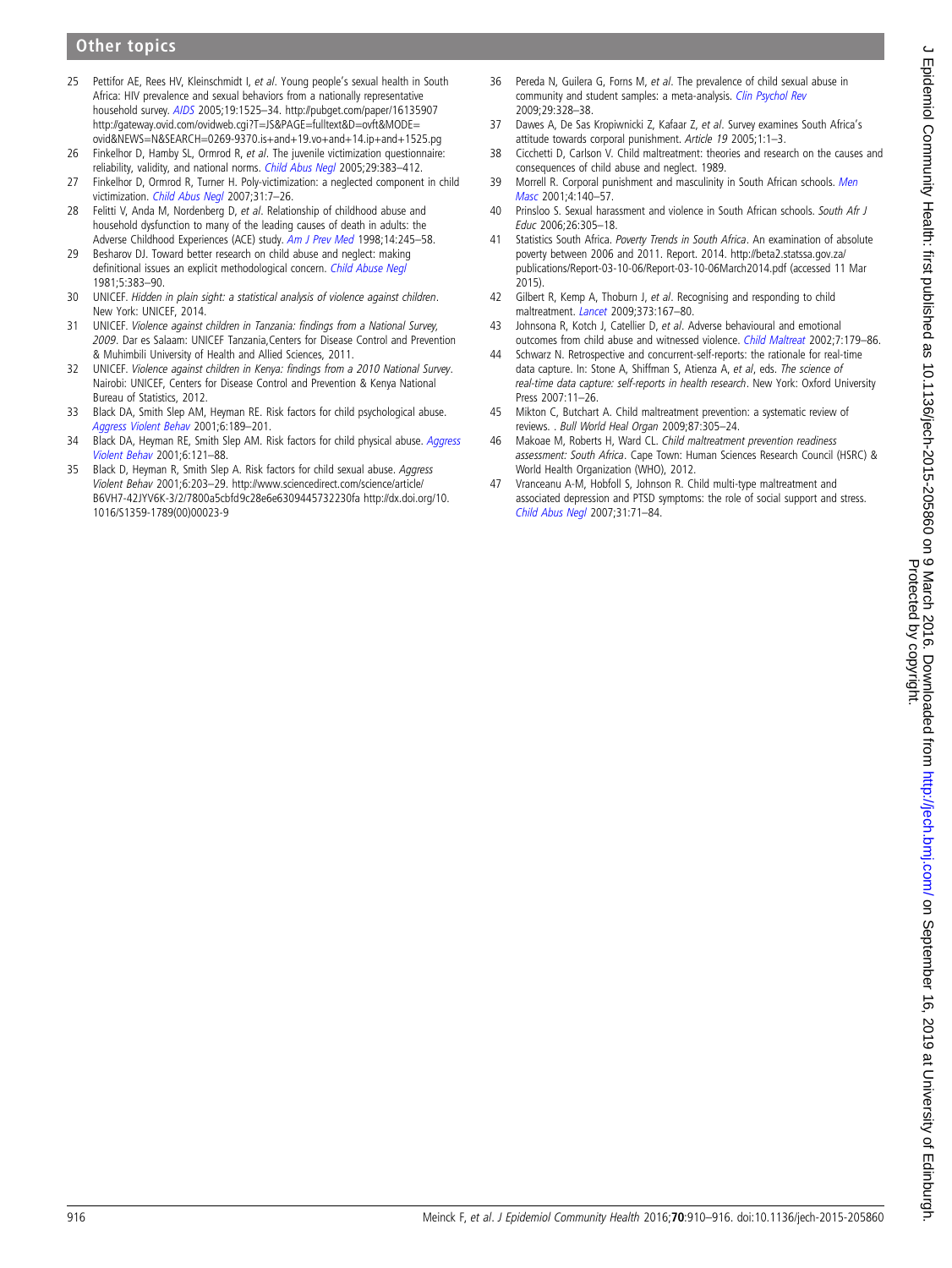25 Pettifor AE, Rees HV, Kleinschmidt I, *et al*. Young people's sexual health in South Africa: HIV prevalence and sexual behaviors from a nationally representative household survey. *AIDS* 2005;19:1525–34. http://pubget.com/paper/16135907 http://gateway.ovid.com/ovidweb.cgi?T=JS&PAGE=fulltext&D=ovft&MODE=ovid&NEWS=N&SEARCH=0269-9370.is+and+19.vo+and+14.ip+and+1525.pg
26 Finkelhor D, Hamby SL, Ormrod R, *et al*. The juvenile victimization questionnaire: reliability, validity, and national norms. *Child Abus Negl* 2005;29:383–412.
27 Finkelhor D, Ormrod R, Turner H. Poly-victimization: a neglected component in child victimization. *Child Abus Negl* 2007;31:7–26.
28 Felitti V, Anda M, Nordenberg D, *et al*. Relationship of childhood abuse and household dysfunction to many of the leading causes of death in adults: the Adverse Childhood Experiences (ACE) study. *Am J Prev Med* 1998;14:245–58.
29 Besharov DJ. Toward better research on child abuse and neglect: making definitional issues an explicit methodological concern. *Child Abuse Negl* 1981;5:383–90.
30 UNICEF. *Hidden in plain sight: a statistical analysis of violence against children*. New York: UNICEF, 2014.
31 UNICEF. *Violence against children in Tanzania: findings from a National Survey, 2009*. Dar es Salaam: UNICEF Tanzania,Centers for Disease Control and Prevention & Muhimbili University of Health and Allied Sciences, 2011.
32 UNICEF. *Violence against children in Kenya: findings from a 2010 National Survey*. Nairobi: UNICEF, Centers for Disease Control and Prevention & Kenya National Bureau of Statistics, 2012.
33 Black DA, Smith Slep AM, Heyman RE. Risk factors for child psychological abuse. *Aggress Violent Behav* 2001;6:189–201.
34 Black DA, Heyman RE, Smith Slep AM. Risk factors for child physical abuse. *Aggress Violent Behav* 2001;6:121–88.
35 Black D, Heyman R, Smith Slep A. Risk factors for child sexual abuse. *Aggress Violent Behav* 2001;6:203–29. http://www.sciencedirect.com/science/article/B6VH7-42JYV6K-3/2/7800a5cbfd9c28e6e6309445732230fa http://dx.doi.org/10.1016/S1359-1789(00)00023-9
36 Pereda N, Guilera G, Forns M, *et al*. The prevalence of child sexual abuse in community and student samples: a meta-analysis. *Clin Psychol Rev* 2009;29:328–38.
37 Dawes A, De Sas Kropiwnicki Z, Kafaar Z, *et al*. Survey examines South Africa's attitude towards corporal punishment. *Article 19* 2005;1:1–3.
38 Cicchetti D, Carlson V. Child maltreatment: theories and research on the causes and consequences of child abuse and neglect. 1989.
39 Morrell R. Corporal punishment and masculinity in South African schools. *Men Masc* 2001;4:140–57.
40 Prinsloo S. Sexual harassment and violence in South African schools. *South Afr J Educ* 2006;26:305–18.
41 Statistics South Africa. *Poverty Trends in South Africa*. An examination of absolute poverty between 2006 and 2011. Report. 2014. http://beta2.statssa.gov.za/publications/Report-03-10-06/Report-03-10-06March2014.pdf (accessed 11 Mar 2015).
42 Gilbert R, Kemp A, Thoburn J, *et al*. Recognising and responding to child maltreatment. *Lancet* 2009;373:167–80.
43 Johnsona R, Kotch J, Catellier D, *et al*. Adverse behavioural and emotional outcomes from child abuse and witnessed violence. *Child Maltreat* 2002;7:179–86.
44 Schwarz N. Retrospective and concurrent-self-reports: the rationale for real-time data capture. In: Stone A, Shiffman S, Atienza A, *et al*, eds. *The science of real-time data capture: self-reports in health research*. New York: Oxford University Press 2007:11–26.
45 Mikton C, Butchart A. Child maltreatment prevention: a systematic review of reviews. . *Bull World Heal Organ* 2009;87:305–24.
46 Makoae M, Roberts H, Ward CL. *Child maltreatment prevention readiness assessment: South Africa*. Cape Town: Human Sciences Research Council (HSRC) & World Health Organization (WHO), 2012.
47 Vranceanu A-M, Hobfoll S, Johnson R. Child multi-type maltreatment and associated depression and PTSD symptoms: the role of social support and stress. *Child Abus Negl* 2007;31:71–84.